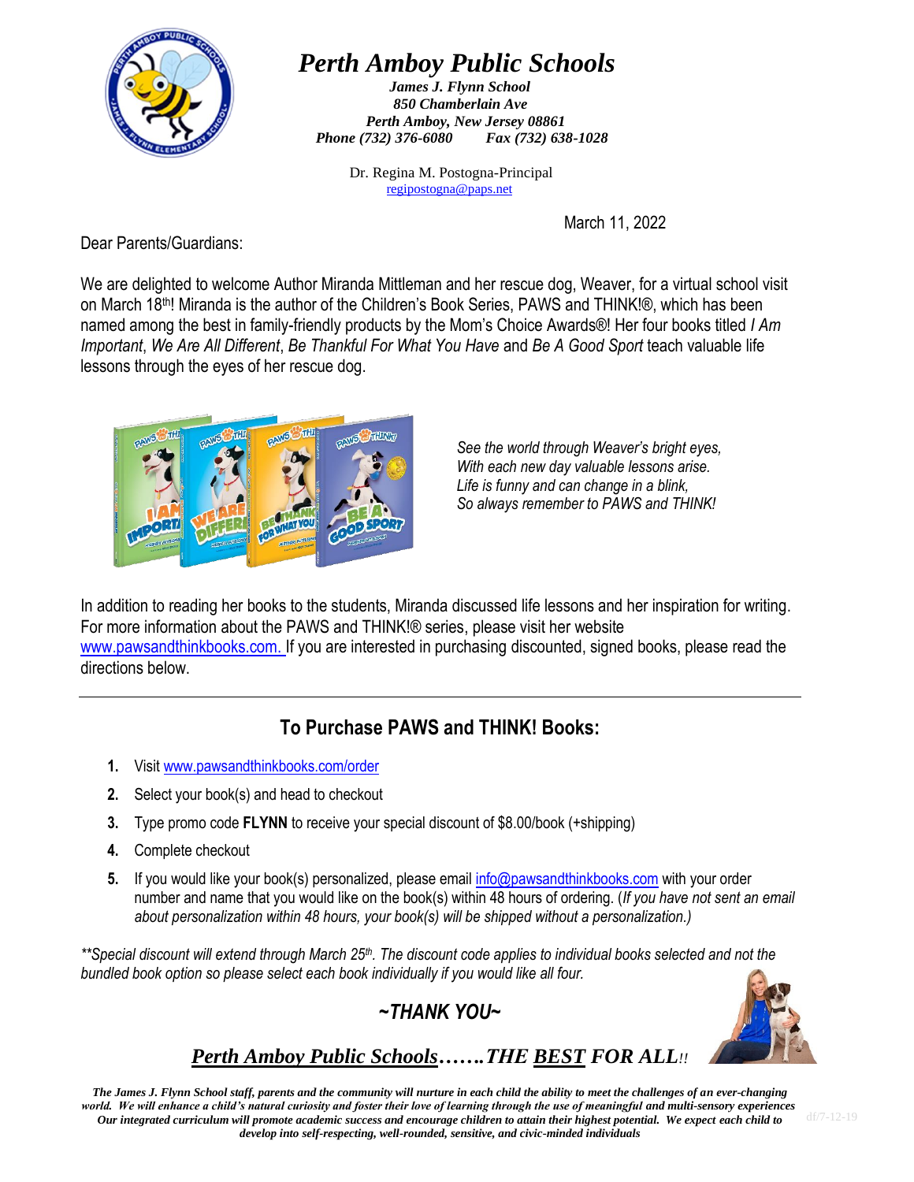# Perth Amboy Public Schools

***James J. Flynn School***
***850 Chamberlain Ave***
***Perth Amboy, New Jersey 08861***
***Phone (732) 376-6080 Fax (732) 638-1028***

Dr. Regina M. Postogna-Principal
regipostogna@paps.net

March 11, 2022

Dear Parents/Guardians:

We are delighted to welcome Author Miranda Mittleman and her rescue dog, Weaver, for a virtual school visit on March 18th! Miranda is the author of the Children's Book Series, PAWS and THINK!®, which has been named among the best in family-friendly products by the Mom's Choice Awards®! Her four books titled *I Am Important*, *We Are All Different*, *Be Thankful For What You Have* and *Be A Good Sport* teach valuable life lessons through the eyes of her rescue dog.

*See the world through Weaver's bright eyes,*
*With each new day valuable lessons arise.*
*Life is funny and can change in a blink,*
*So always remember to PAWS and THINK!*

In addition to reading her books to the students, Miranda discussed life lessons and her inspiration for writing. For more information about the PAWS and THINK!® series, please visit her website www.pawsandthinkbooks.com. If you are interested in purchasing discounted, signed books, please read the directions below.

---

## To Purchase PAWS and THINK! Books:

1. Visit www.pawsandthinkbooks.com/order
2. Select your book(s) and head to checkout
3. Type promo code **FLYNN** to receive your special discount of $8.00/book (+shipping)
4. Complete checkout
5. If you would like your book(s) personalized, please email info@pawsandthinkbooks.com with your order number and name that you would like on the book(s) within 48 hours of ordering. (*If you have not sent an email about personalization within 48 hours, your book(s) will be shipped without a personalization.)*

*\*\*Special discount will extend through March 25th. The discount code applies to individual books selected and not the bundled book option so please select each book individually if you would like all four.*

## *~THANK YOU~*

***Perth Amboy Public Schools…….THE BEST FOR ALL!!***

***The James J. Flynn School staff, parents and the community will nurture in each child the ability to meet the challenges of an ever-changing world. We will enhance a child's natural curiosity and foster their love of learning through the use of meaningful and multi-sensory experiences Our integrated curriculum will promote academic success and encourage children to attain their highest potential. We expect each child to develop into self-respecting, well-rounded, sensitive, and civic-minded individuals***

df/7-12-19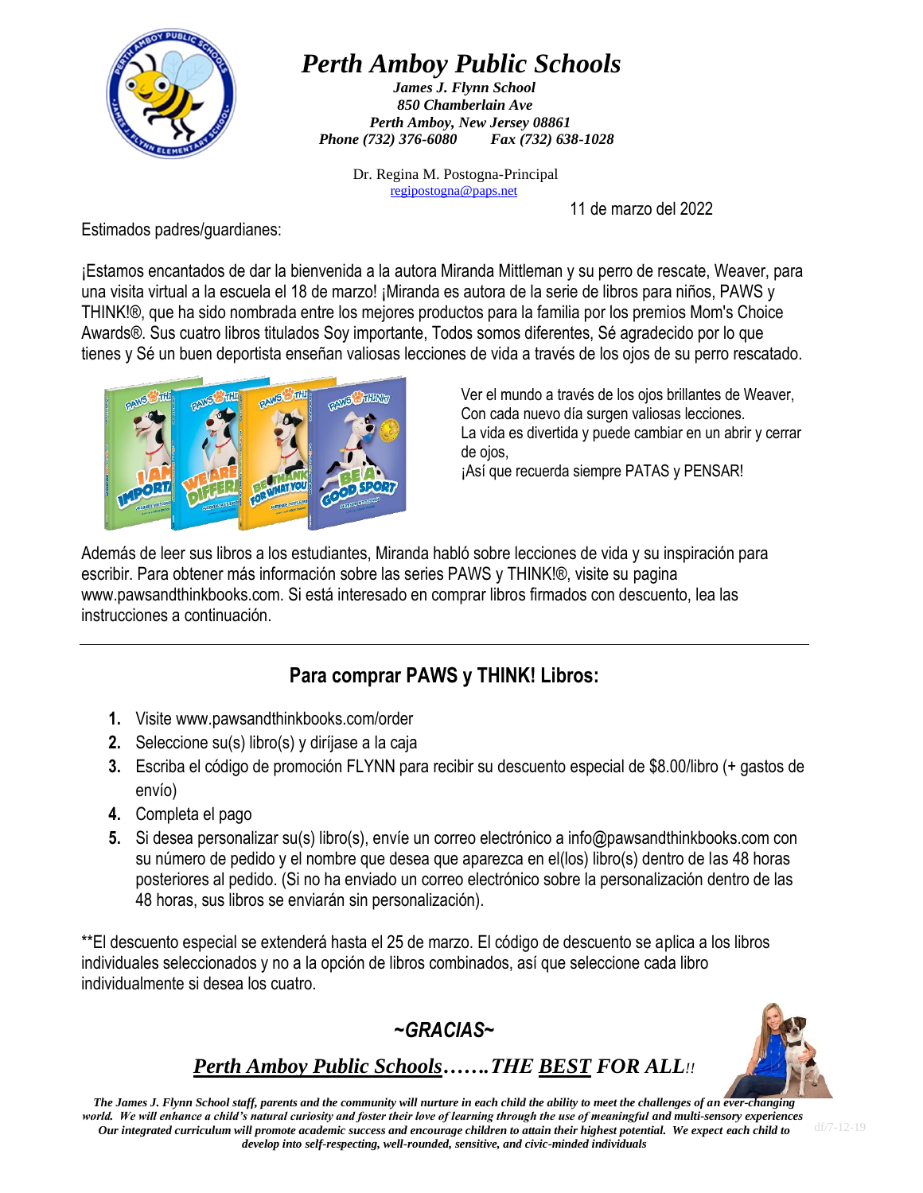# *Perth Amboy Public Schools*

***James J. Flynn School***
***850 Chamberlain Ave***
***Perth Amboy, New Jersey 08861***
***Phone (732) 376-6080 Fax (732) 638-1028***

Dr. Regina M. Postogna-Principal
regipostogna@paps.net

11 de marzo del 2022

Estimados padres/guardianes:

¡Estamos encantados de dar la bienvenida a la autora Miranda Mittleman y su perro de rescate, Weaver, para una visita virtual a la escuela el 18 de marzo! ¡Miranda es autora de la serie de libros para niños, PAWS y THINK!®, que ha sido nombrada entre los mejores productos para la familia por los premios Mom's Choice Awards®. Sus cuatro libros titulados Soy importante, Todos somos diferentes, Sé agradecido por lo que tienes y Sé un buen deportista enseñan valiosas lecciones de vida a través de los ojos de su perro rescatado.

Ver el mundo a través de los ojos brillantes de Weaver,
Con cada nuevo día surgen valiosas lecciones.
La vida es divertida y puede cambiar en un abrir y cerrar de ojos,
¡Así que recuerda siempre PATAS y PENSAR!

Además de leer sus libros a los estudiantes, Miranda habló sobre lecciones de vida y su inspiración para escribir. Para obtener más información sobre las series PAWS y THINK!®, visite su pagina www.pawsandthinkbooks.com. Si está interesado en comprar libros firmados con descuento, lea las instrucciones a continuación.

---

## Para comprar PAWS y THINK! Libros:

1. Visite www.pawsandthinkbooks.com/order
2. Seleccione su(s) libro(s) y diríjase a la caja
3. Escriba el código de promoción FLYNN para recibir su descuento especial de $8.00/libro (+ gastos de envío)
4. Completa el pago
5. Si desea personalizar su(s) libro(s), envíe un correo electrónico a info@pawsandthinkbooks.com con su número de pedido y el nombre que desea que aparezca en el(los) libro(s) dentro de las 48 horas posteriores al pedido. (Si no ha enviado un correo electrónico sobre la personalización dentro de las 48 horas, sus libros se enviarán sin personalización).

**El descuento especial se extenderá hasta el 25 de marzo. El código de descuento se aplica a los libros individuales seleccionados y no a la opción de libros combinados, así que seleccione cada libro individualmente si desea los cuatro.

***~GRACIAS~***

***Perth Amboy Public Schools…….THE BEST FOR ALL!!***

*The James J. Flynn School staff, parents and the community will nurture in each child the ability to meet the challenges of an ever-changing world. We will enhance a child's natural curiosity and foster their love of learning through the use of meaningful and multi-sensory experiences Our integrated curriculum will promote academic success and encourage children to attain their highest potential. We expect each child to develop into self-respecting, well-rounded, sensitive, and civic-minded individuals*

df/7-12-19